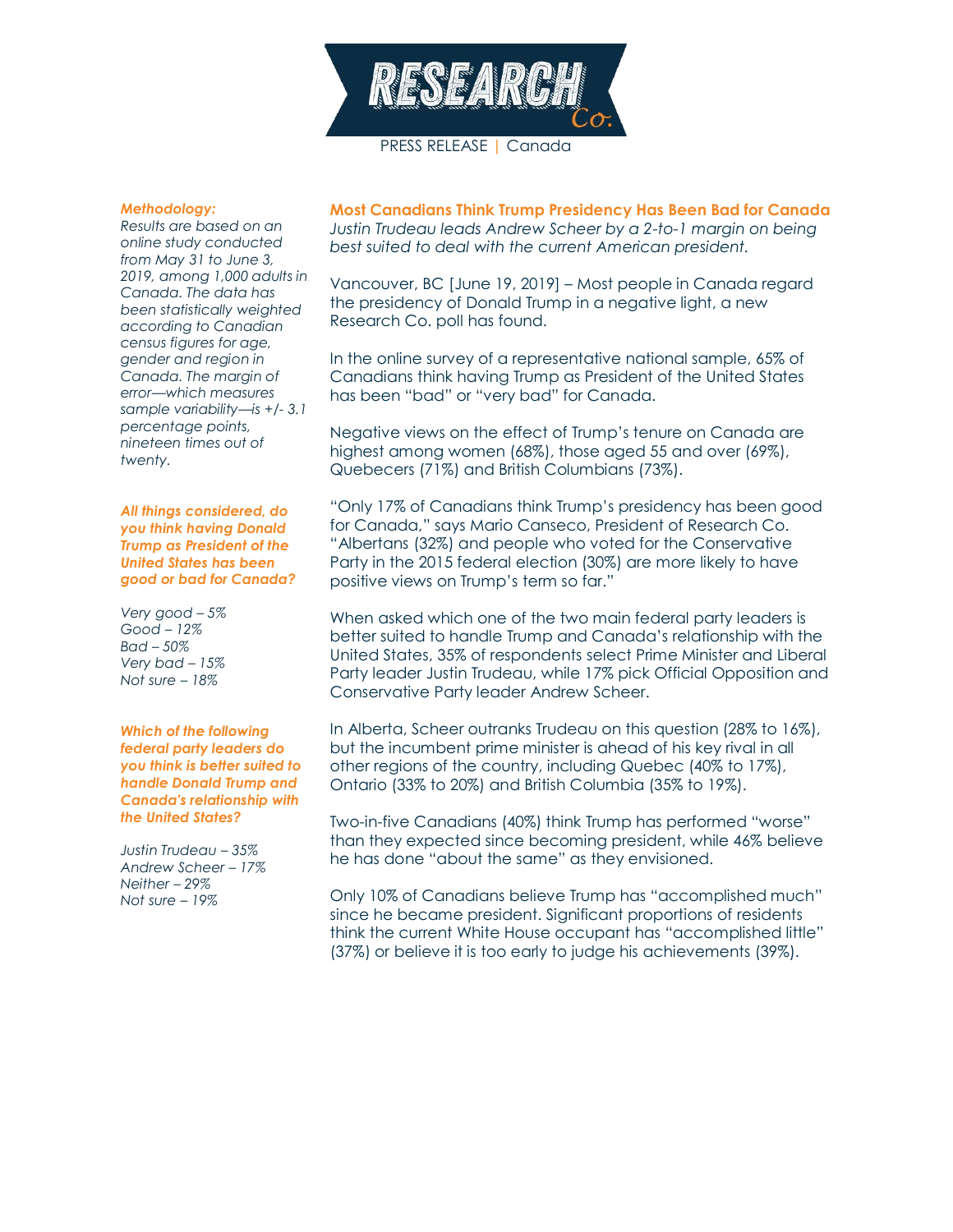PRESS RELEASE | Canada

## Most Canadians Think Trump Presidency Has Been Bad for Canada

*Justin Trudeau leads Andrew Scheer by a 2-to-1 margin on being best suited to deal with the current American president.*

Vancouver, BC [June 19, 2019] – Most people in Canada regard the presidency of Donald Trump in a negative light, a new Research Co. poll has found.

In the online survey of a representative national sample, 65% of Canadians think having Trump as President of the United States has been "bad" or "very bad" for Canada.

Negative views on the effect of Trump's tenure on Canada are highest among women (68%), those aged 55 and over (69%), Quebecers (71%) and British Columbians (73%).

"Only 17% of Canadians think Trump's presidency has been good for Canada," says Mario Canseco, President of Research Co. "Albertans (32%) and people who voted for the Conservative Party in the 2015 federal election (30%) are more likely to have positive views on Trump's term so far."

When asked which one of the two main federal party leaders is better suited to handle Trump and Canada's relationship with the United States, 35% of respondents select Prime Minister and Liberal Party leader Justin Trudeau, while 17% pick Official Opposition and Conservative Party leader Andrew Scheer.

In Alberta, Scheer outranks Trudeau on this question (28% to 16%), but the incumbent prime minister is ahead of his key rival in all other regions of the country, including Quebec (40% to 17%), Ontario (33% to 20%) and British Columbia (35% to 19%).

Two-in-five Canadians (40%) think Trump has performed "worse" than they expected since becoming president, while 46% believe he has done "about the same" as they envisioned.

Only 10% of Canadians believe Trump has "accomplished much" since he became president. Significant proportions of residents think the current White House occupant has "accomplished little" (37%) or believe it is too early to judge his achievements (39%).

***Methodology:***

*Results are based on an online study conducted from May 31 to June 3, 2019, among 1,000 adults in Canada. The data has been statistically weighted according to Canadian census figures for age, gender and region in Canada. The margin of error—which measures sample variability—is +/- 3.1 percentage points, nineteen times out of twenty.*

***All things considered, do you think having Donald Trump as President of the United States has been good or bad for Canada?***

*Very good – 5%*
*Good – 12%*
*Bad – 50%*
*Very bad – 15%*
*Not sure – 18%*

***Which of the following federal party leaders do you think is better suited to handle Donald Trump and Canada's relationship with the United States?***

*Justin Trudeau – 35%*
*Andrew Scheer – 17%*
*Neither – 29%*
*Not sure – 19%*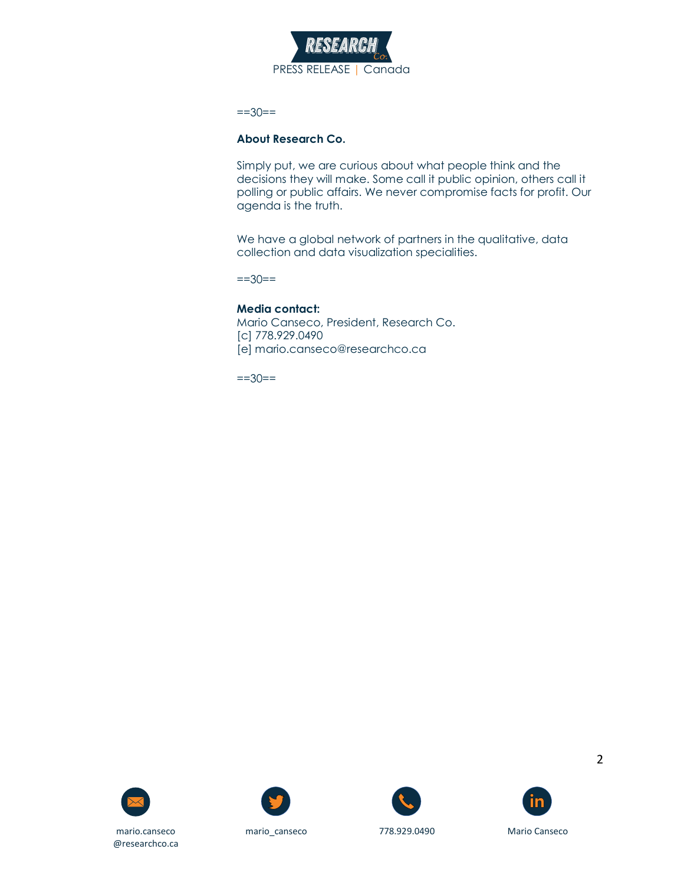==30==

**About Research Co.**

Simply put, we are curious about what people think and the decisions they will make. Some call it public opinion, others call it polling or public affairs. We never compromise facts for profit. Our agenda is the truth.

We have a global network of partners in the qualitative, data collection and data visualization specialities.

==30==

**Media contact:**
Mario Canseco, President, Research Co.
[c] 778.929.0490
[e] mario.canseco@researchco.ca

==30==